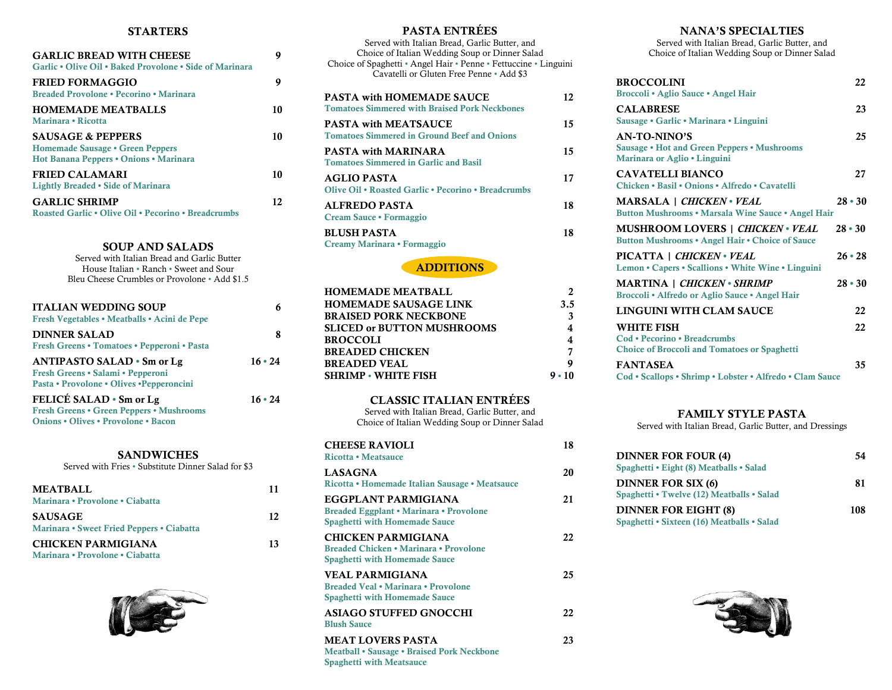## STARTERS

**GARLIC BREAD WITH CHEESE** 9
Garlic • Olive Oil • Baked Provolone • Side of Marinara

**FRIED FORMAGGIO** 9
Breaded Provolone • Pecorino • Marinara

**HOMEMADE MEATBALLS** 10
Marinara • Ricotta

**SAUSAGE & PEPPERS** 10
Homemade Sausage • Green Peppers
Hot Banana Peppers • Onions • Marinara

**FRIED CALAMARI** 10
Lightly Breaded • Side of Marinara

**GARLIC SHRIMP** 12
Roasted Garlic • Olive Oil • Pecorino • Breadcrumbs

## SOUP AND SALADS

Served with Italian Bread and Garlic Butter
House Italian • Ranch • Sweet and Sour
Bleu Cheese Crumbles or Provolone • Add $1.5

**ITALIAN WEDDING SOUP** 6
Fresh Vegetables • Meatballs • Acini de Pepe

**DINNER SALAD** 8
Fresh Greens • Tomatoes • Pepperoni • Pasta

**ANTIPASTO SALAD • Sm or Lg** 16 • 24
Fresh Greens • Salami • Pepperoni
Pasta • Provolone • Olives •Pepperoncini

**FELICÉ SALAD • Sm or Lg** 16 • 24
Fresh Greens • Green Peppers • Mushrooms
Onions • Olives • Provolone • Bacon

## SANDWICHES

Served with Fries • Substitute Dinner Salad for $3

**MEATBALL** 11
Marinara • Provolone • Ciabatta

**SAUSAGE** 12
Marinara • Sweet Fried Peppers • Ciabatta

**CHICKEN PARMIGIANA** 13
Marinara • Provolone • Ciabatta

## PASTA ENTRÉES

Served with Italian Bread, Garlic Butter, and
Choice of Italian Wedding Soup or Dinner Salad
Choice of Spaghetti • Angel Hair • Penne • Fettuccine • Linguini
Cavatelli or Gluten Free Penne • Add $3

**PASTA with HOMEMADE SAUCE** 12
Tomatoes Simmered with Braised Pork Neckbones

**PASTA with MEATSAUCE** 15
Tomatoes Simmered in Ground Beef and Onions

**PASTA with MARINARA** 15
Tomatoes Simmered in Garlic and Basil

**AGLIO PASTA** 17
Olive Oil • Roasted Garlic • Pecorino • Breadcrumbs

**ALFREDO PASTA** 18
Cream Sauce • Formaggio

**BLUSH PASTA** 18
Creamy Marinara • Formaggio

## ADDITIONS

| | |
|---|---|
| HOMEMADE MEATBALL | 2 |
| HOMEMADE SAUSAGE LINK | 3.5 |
| BRAISED PORK NECKBONE | 3 |
| SLICED or BUTTON MUSHROOMS | 4 |
| BROCCOLI | 4 |
| BREADED CHICKEN | 7 |
| BREADED VEAL | 9 |
| SHRIMP • WHITE FISH | 9 • 10 |

## CLASSIC ITALIAN ENTRÉES

Served with Italian Bread, Garlic Butter, and
Choice of Italian Wedding Soup or Dinner Salad

**CHEESE RAVIOLI** 18
Ricotta • Meatsauce

**LASAGNA** 20
Ricotta • Homemade Italian Sausage • Meatsauce

**EGGPLANT PARMIGIANA** 21
Breaded Eggplant • Marinara • Provolone
Spaghetti with Homemade Sauce

**CHICKEN PARMIGIANA** 22
Breaded Chicken • Marinara • Provolone
Spaghetti with Homemade Sauce

**VEAL PARMIGIANA** 25
Breaded Veal • Marinara • Provolone
Spaghetti with Homemade Sauce

**ASIAGO STUFFED GNOCCHI** 22
Blush Sauce

**MEAT LOVERS PASTA** 23
Meatball • Sausage • Braised Pork Neckbone
Spaghetti with Meatsauce

## NANA'S SPECIALTIES

Served with Italian Bread, Garlic Butter, and
Choice of Italian Wedding Soup or Dinner Salad

**BROCCOLINI** 22
Broccoli • Aglio Sauce • Angel Hair

**CALABRESE** 23
Sausage • Garlic • Marinara • Linguini

**AN-TO-NINO'S** 25
Sausage • Hot and Green Peppers • Mushrooms
Marinara or Aglio • Linguini

**CAVATELLI BIANCO** 27
Chicken • Basil • Onions • Alfredo • Cavatelli

**MARSALA | *CHICKEN* • *VEAL*** 28 • 30
Button Mushrooms • Marsala Wine Sauce • Angel Hair

**MUSHROOM LOVERS | *CHICKEN* • *VEAL*** 28 • 30
Button Mushrooms • Angel Hair • Choice of Sauce

**PICATTA | *CHICKEN* • *VEAL*** 26 • 28
Lemon • Capers • Scallions • White Wine • Linguini

**MARTINA | *CHICKEN* • *SHRIMP*** 28 • 30
Broccoli • Alfredo or Aglio Sauce • Angel Hair

**LINGUINI WITH CLAM SAUCE** 22

**WHITE FISH** 22
Cod • Pecorino • Breadcrumbs
Choice of Broccoli and Tomatoes or Spaghetti

**FANTASEA** 35
Cod • Scallops • Shrimp • Lobster • Alfredo • Clam Sauce

## FAMILY STYLE PASTA

Served with Italian Bread, Garlic Butter, and Dressings

**DINNER FOR FOUR (4)** 54
Spaghetti • Eight (8) Meatballs • Salad

**DINNER FOR SIX (6)** 81
Spaghetti • Twelve (12) Meatballs • Salad

**DINNER FOR EIGHT (8)** 108
Spaghetti • Sixteen (16) Meatballs • Salad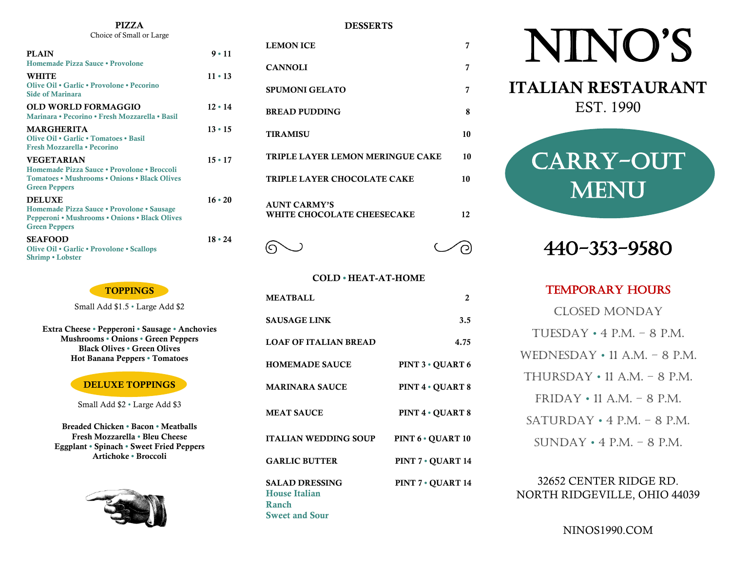## PIZZA

Choice of Small or Large

| | |
|---|---|
| **PLAIN**<br>Homemade Pizza Sauce • Provolone | 9 • 11 |
| **WHITE**<br>Olive Oil • Garlic • Provolone • Pecorino<br>Side of Marinara | 11 • 13 |
| **OLD WORLD FORMAGGIO**<br>Marinara • Pecorino • Fresh Mozzarella • Basil | 12 • 14 |
| **MARGHERITA**<br>Olive Oil • Garlic • Tomatoes • Basil<br>Fresh Mozzarella • Pecorino | 13 • 15 |
| **VEGETARIAN**<br>Homemade Pizza Sauce • Provolone • Broccoli<br>Tomatoes • Mushrooms • Onions • Black Olives<br>Green Peppers | 15 • 17 |
| **DELUXE**<br>Homemade Pizza Sauce • Provolone • Sausage<br>Pepperoni • Mushrooms • Onions • Black Olives<br>Green Peppers | 16 • 20 |
| **SEAFOOD**<br>Olive Oil • Garlic • Provolone • Scallops<br>Shrimp • Lobster | 18 • 24 |

### TOPPINGS

Small Add $1.5 • Large Add $2

**Extra Cheese • Pepperoni • Sausage • Anchovies**
**Mushrooms • Onions • Green Peppers**
**Black Olives • Green Olives**
**Hot Banana Peppers • Tomatoes**

### DELUXE TOPPINGS

Small Add $2 • Large Add $3

**Breaded Chicken • Bacon • Meatballs**
**Fresh Mozzarella • Bleu Cheese**
**Eggplant • Spinach • Sweet Fried Peppers**
**Artichoke • Broccoli**

## DESSERTS

| | |
|---|---|
| LEMON ICE | 7 |
| CANNOLI | 7 |
| SPUMONI GELATO | 7 |
| BREAD PUDDING | 8 |
| TIRAMISU | 10 |
| TRIPLE LAYER LEMON MERINGUE CAKE | 10 |
| TRIPLE LAYER CHOCOLATE CAKE | 10 |
| AUNT CARMY'S WHITE CHOCOLATE CHEESECAKE | 12 |

## COLD • HEAT-AT-HOME

| | |
|---|---|
| MEATBALL | 2 |
| SAUSAGE LINK | 3.5 |
| LOAF OF ITALIAN BREAD | 4.75 |
| HOMEMADE SAUCE | PINT 3 • QUART 6 |
| MARINARA SAUCE | PINT 4 • QUART 8 |
| MEAT SAUCE | PINT 4 • QUART 8 |
| ITALIAN WEDDING SOUP | PINT 6 • QUART 10 |
| GARLIC BUTTER | PINT 7 • QUART 14 |
| SALAD DRESSING<br>House Italian<br>Ranch<br>Sweet and Sour | PINT 7 • QUART 14 |

# NINO'S

## ITALIAN RESTAURANT

EST. 1990

## CARRY-OUT MENU

## 440-353-9580

### TEMPORARY HOURS

CLOSED MONDAY
TUESDAY • 4 P.M. – 8 P.M.
WEDNESDAY • 11 A.M. – 8 P.M.
THURSDAY • 11 A.M. – 8 P.M.
FRIDAY • 11 A.M. – 8 P.M.
SATURDAY • 4 P.M. – 8 P.M.
SUNDAY • 4 P.M. – 8 P.M.

32652 CENTER RIDGE RD.
NORTH RIDGEVILLE, OHIO 44039

NINOS1990.COM